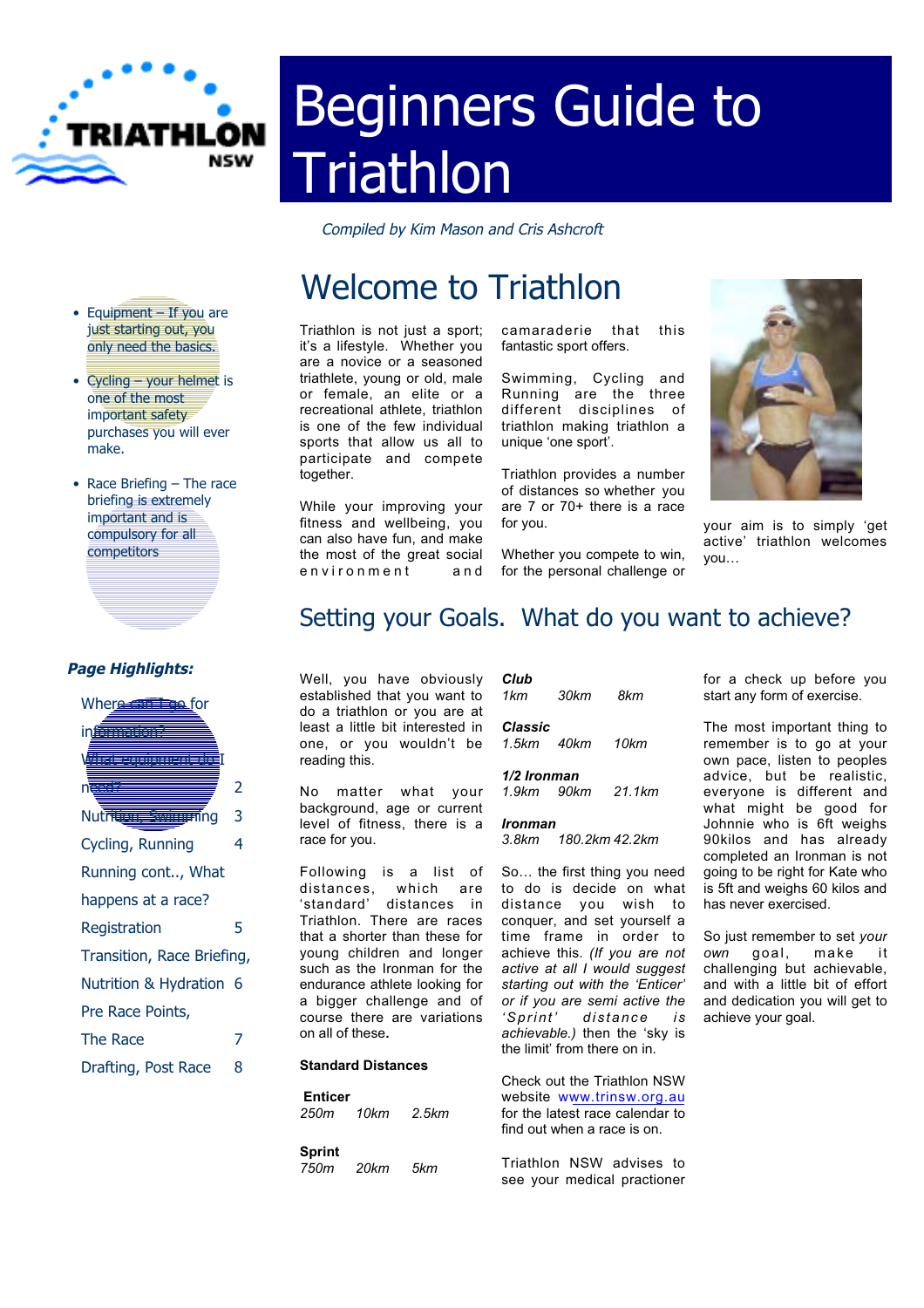# Beginners Guide to Triathlon

*Compiled by Kim Mason and Cris Ashcroft*

- Equipment – If you are just starting out, you only need the basics.
- Cycling – your helmet is one of the most important safety purchases you will ever make.
- Race Briefing – The race briefing is extremely important and is compulsory for all competitors

***Page Highlights:***

| | |
|---|---|
| Where can I go for information? What equipment do I need? | 2 |
| Nutrition, Swimming | 3 |
| Cycling, Running | 4 |
| Running cont.., What happens at a race? Registration | 5 |
| Transition, Race Briefing, Nutrition & Hydration | 6 |
| Pre Race Points, The Race | 7 |
| Drafting, Post Race | 8 |

## Welcome to Triathlon

Triathlon is not just a sport; it's a lifestyle. Whether you are a novice or a seasoned triathlete, young or old, male or female, an elite or a recreational athlete, triathlon is one of the few individual sports that allow us all to participate and compete together.

While your improving your fitness and wellbeing, you can also have fun, and make the most of the great social environment and camaraderie that this fantastic sport offers.

Swimming, Cycling and Running are the three different disciplines of triathlon making triathlon a unique 'one sport'.

Triathlon provides a number of distances so whether you are 7 or 70+ there is a race for you.

Whether you compete to win, for the personal challenge or your aim is to simply 'get active' triathlon welcomes you…

## Setting your Goals. What do you want to achieve?

Well, you have obviously established that you want to do a triathlon or you are at least a little bit interested in one, or you wouldn't be reading this.

No matter what your background, age or current level of fitness, there is a race for you.

Following is a list of distances, which are 'standard' distances in Triathlon. There are races that a shorter than these for young children and longer such as the Ironman for the endurance athlete looking for a bigger challenge and of course there are variations on all of these**.**

**Standard Distances**

| | | |
|---|---|---|
| **Enticer** | | |
| *250m* | *10km* | *2.5km* |
| **Sprint** | | |
| *750m* | *20km* | *5km* |
| ***Club*** | | |
| *1km* | *30km* | *8km* |
| ***Classic*** | | |
| *1.5km* | *40km* | *10km* |
| ***1/2 Ironman*** | | |
| *1.9km* | *90km* | *21.1km* |
| ***Ironman*** | | |
| *3.8km* | *180.2km* | *42.2km* |

So… the first thing you need to do is decide on what distance you wish to conquer, and set yourself a time frame in order to achieve this. *(If you are not active at all I would suggest starting out with the 'Enticer' or if you are semi active the 'Sprint' distance is achievable.)* then the 'sky is the limit' from there on in.

Check out the Triathlon NSW website www.trinsw.org.au for the latest race calendar to find out when a race is on.

Triathlon NSW advises to see your medical practioner for a check up before you start any form of exercise.

The most important thing to remember is to go at your own pace, listen to peoples advice, but be realistic, everyone is different and what might be good for Johnnie who is 6ft weighs 90kilos and has already completed an Ironman is not going to be right for Kate who is 5ft and weighs 60 kilos and has never exercised.

So just remember to set *your own* goal, make it challenging but achievable, and with a little bit of effort and dedication you will get to achieve your goal.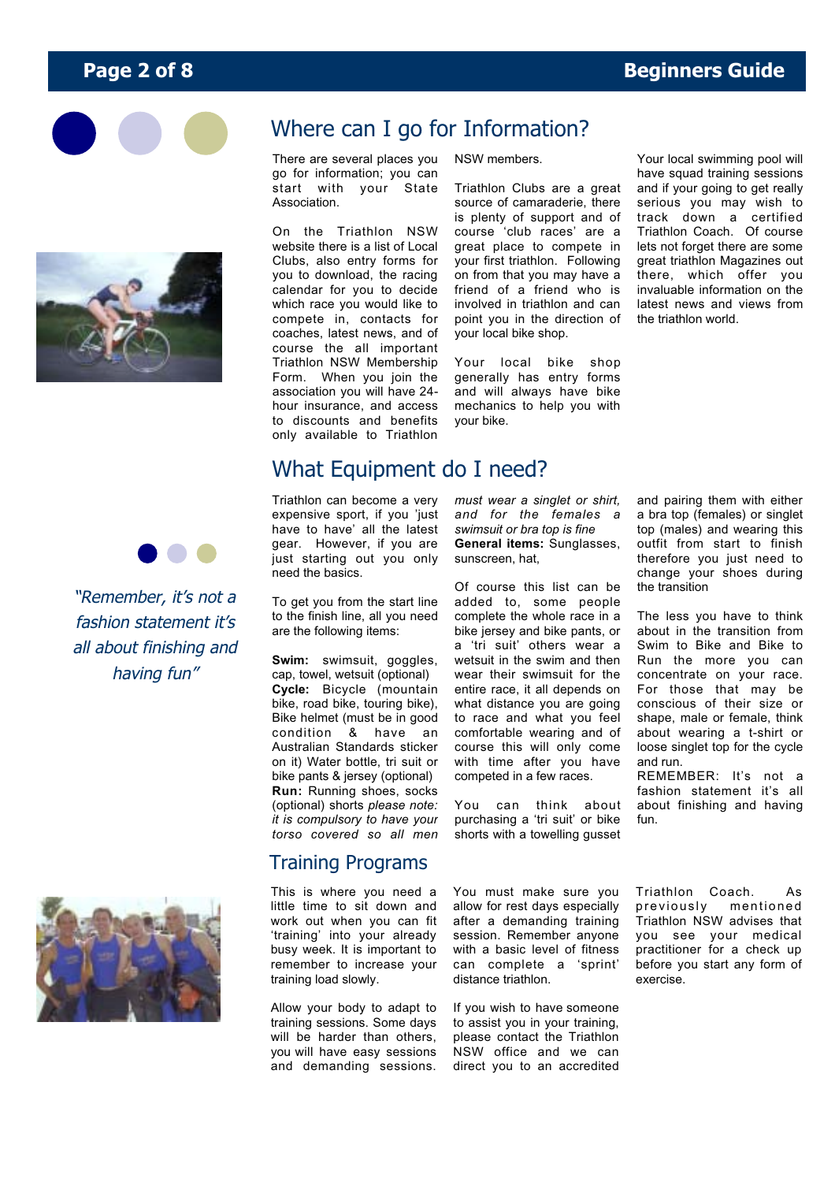## Where can I go for Information?

There are several places you go for information; you can start with your State Association.

On the Triathlon NSW website there is a list of Local Clubs, also entry forms for you to download, the racing calendar for you to decide which race you would like to compete in, contacts for coaches, latest news, and of course the all important Triathlon NSW Membership Form. When you join the association you will have 24-hour insurance, and access to discounts and benefits only available to Triathlon NSW members.

Triathlon Clubs are a great source of camaraderie, there is plenty of support and of course 'club races' are a great place to compete in your first triathlon. Following on from that you may have a friend of a friend who is involved in triathlon and can point you in the direction of your local bike shop.

Your local bike shop generally has entry forms and will always have bike mechanics to help you with your bike.

Your local swimming pool will have squad training sessions and if your going to get really serious you may wish to track down a certified Triathlon Coach. Of course lets not forget there are some great triathlon Magazines out there, which offer you invaluable information on the latest news and views from the triathlon world.

*"Remember, it's not a fashion statement it's all about finishing and having fun"*

## What Equipment do I need?

Triathlon can become a very expensive sport, if you 'just have to have' all the latest gear. However, if you are just starting out you only need the basics.

To get you from the start line to the finish line, all you need are the following items:

**Swim:** swimsuit, goggles, cap, towel, wetsuit (optional)
**Cycle:** Bicycle (mountain bike, road bike, touring bike), Bike helmet (must be in good condition & have an Australian Standards sticker on it) Water bottle, tri suit or bike pants & jersey (optional)
**Run:** Running shoes, socks (optional) shorts *please note: it is compulsory to have your torso covered so all men must wear a singlet or shirt, and for the females a swimsuit or bra top is fine*
**General items:** Sunglasses, sunscreen, hat,

Of course this list can be added to, some people complete the whole race in a bike jersey and bike pants, or a 'tri suit' others wear a wetsuit in the swim and then wear their swimsuit for the entire race, it all depends on what distance you are going to race and what you feel comfortable wearing and of course this will only come with time after you have competed in a few races.

You can think about purchasing a 'tri suit' or bike shorts with a towelling gusset and pairing them with either a bra top (females) or singlet top (males) and wearing this outfit from start to finish therefore you just need to change your shoes during the transition

The less you have to think about in the transition from Swim to Bike and Bike to Run the more you can concentrate on your race. For those that may be conscious of their size or shape, male or female, think about wearing a t-shirt or loose singlet top for the cycle and run.
REMEMBER: It's not a fashion statement it's all about finishing and having fun.

## Training Programs

This is where you need a little time to sit down and work out when you can fit 'training' into your already busy week. It is important to remember to increase your training load slowly.

Allow your body to adapt to training sessions. Some days will be harder than others, you will have easy sessions and demanding sessions. You must make sure you allow for rest days especially after a demanding training session. Remember anyone with a basic level of fitness can complete a 'sprint' distance triathlon.

If you wish to have someone to assist you in your training, please contact the Triathlon NSW office and we can direct you to an accredited Triathlon Coach. As previously mentioned Triathlon NSW advises that you see your medical practitioner for a check up before you start any form of exercise.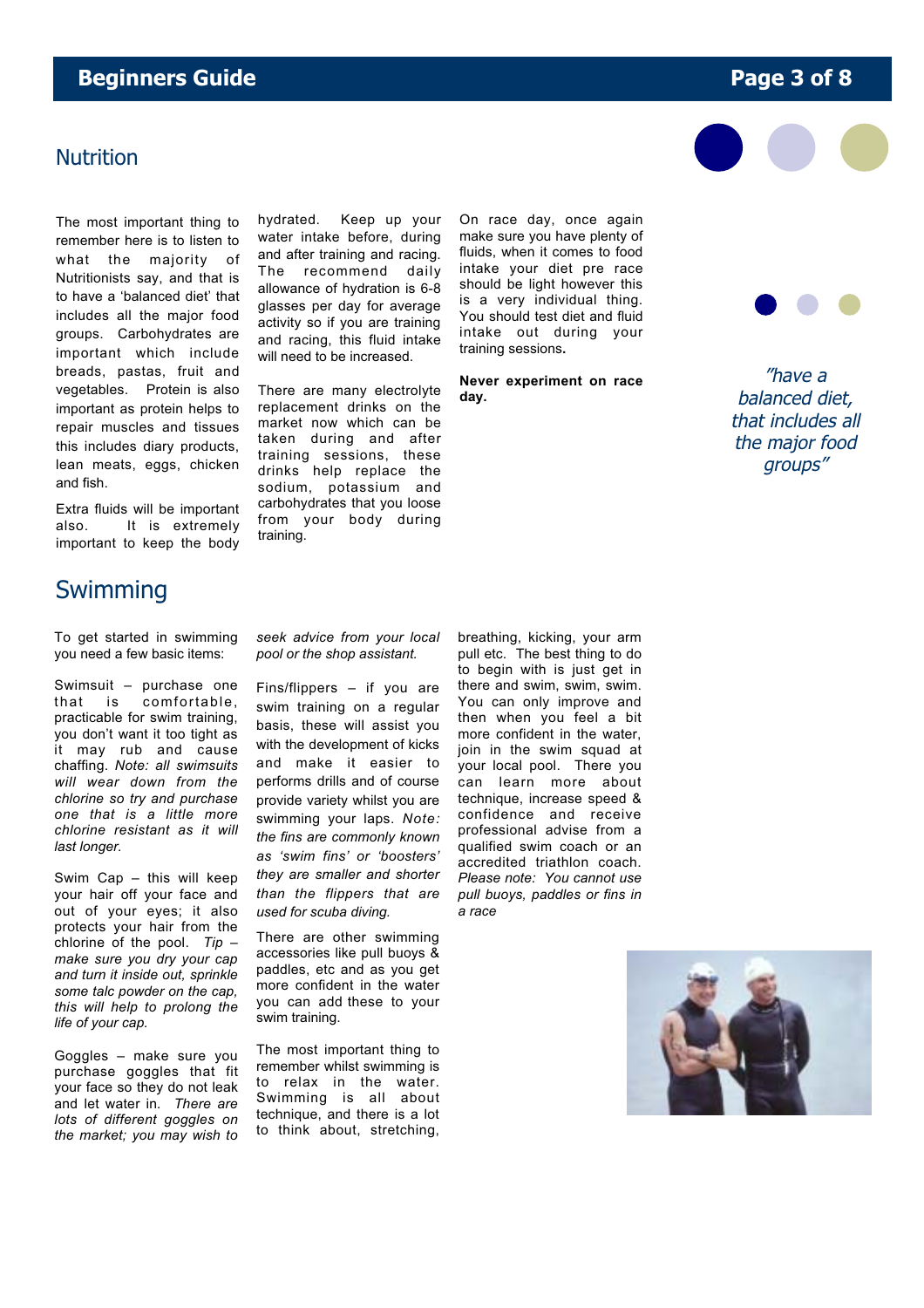## Nutrition

The most important thing to remember here is to listen to what the majority of Nutritionists say, and that is to have a 'balanced diet' that includes all the major food groups. Carbohydrates are important which include breads, pastas, fruit and vegetables. Protein is also important as protein helps to repair muscles and tissues this includes diary products, lean meats, eggs, chicken and fish.

Extra fluids will be important also. It is extremely important to keep the body hydrated. Keep up your water intake before, during and after training and racing. The recommend daily allowance of hydration is 6-8 glasses per day for average activity so if you are training and racing, this fluid intake will need to be increased.

There are many electrolyte replacement drinks on the market now which can be taken during and after training sessions, these drinks help replace the sodium, potassium and carbohydrates that you loose from your body during training.

On race day, once again make sure you have plenty of fluids, when it comes to food intake your diet pre race should be light however this is a very individual thing. You should test diet and fluid intake out during your training sessions.

**Never experiment on race day.**

*"have a balanced diet, that includes all the major food groups"*

## Swimming

To get started in swimming you need a few basic items:

Swimsuit – purchase one that is comfortable, practicable for swim training, you don't want it too tight as it may rub and cause chaffing. *Note: all swimsuits will wear down from the chlorine so try and purchase one that is a little more chlorine resistant as it will last longer.*

Swim Cap – this will keep your hair off your face and out of your eyes; it also protects your hair from the chlorine of the pool. *Tip – make sure you dry your cap and turn it inside out, sprinkle some talc powder on the cap, this will help to prolong the life of your cap.*

Goggles – make sure you purchase goggles that fit your face so they do not leak and let water in. *There are lots of different goggles on the market; you may wish to seek advice from your local pool or the shop assistant.*

Fins/flippers – if you are swim training on a regular basis, these will assist you with the development of kicks and make it easier to performs drills and of course provide variety whilst you are swimming your laps. *Note: the fins are commonly known as 'swim fins' or 'boosters' they are smaller and shorter than the flippers that are used for scuba diving.*

There are other swimming accessories like pull buoys & paddles, etc and as you get more confident in the water you can add these to your swim training.

The most important thing to remember whilst swimming is to relax in the water. Swimming is all about technique, and there is a lot to think about, stretching, breathing, kicking, your arm pull etc. The best thing to do to begin with is just get in there and swim, swim, swim. You can only improve and then when you feel a bit more confident in the water, join in the swim squad at your local pool. There you can learn more about technique, increase speed & confidence and receive professional advise from a qualified swim coach or an accredited triathlon coach. *Please note: You cannot use pull buoys, paddles or fins in a race*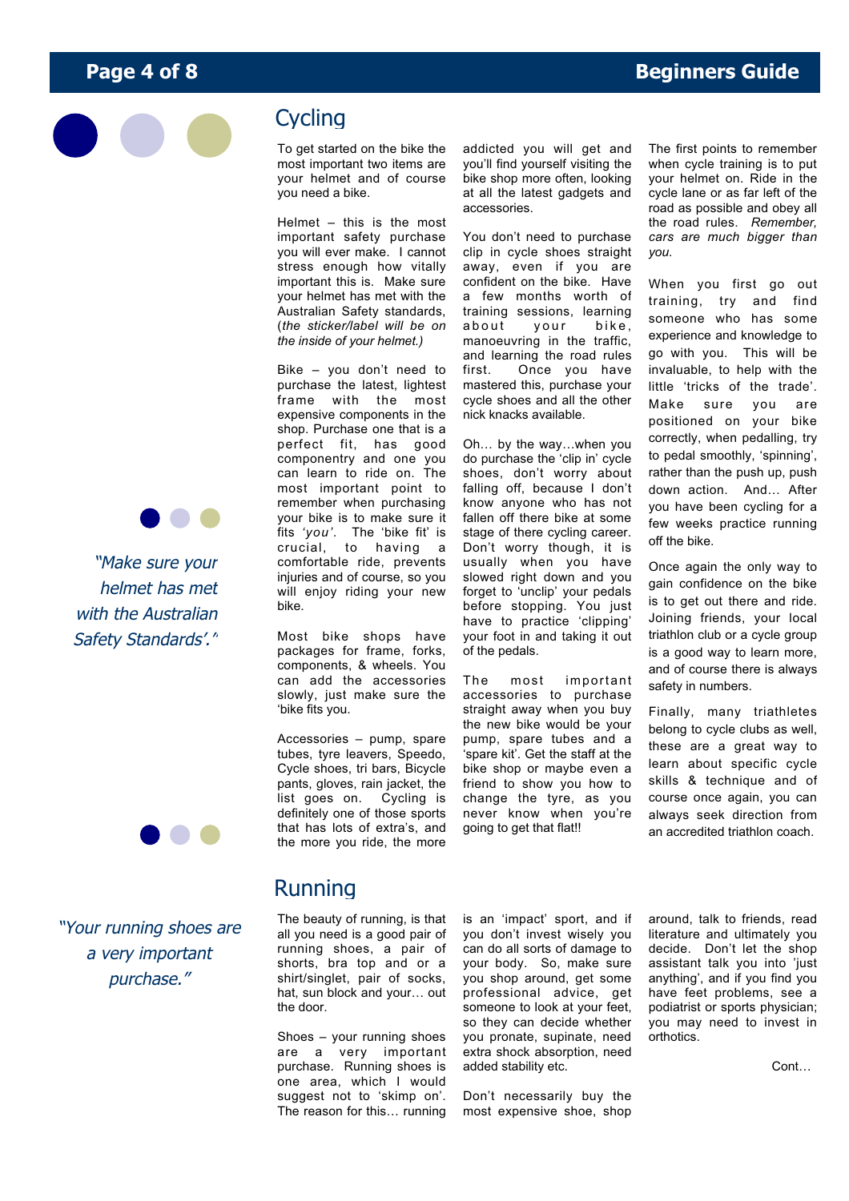## Cycling

To get started on the bike the most important two items are your helmet and of course you need a bike.

Helmet – this is the most important safety purchase you will ever make. I cannot stress enough how vitally important this is. Make sure your helmet has met with the Australian Safety standards, (*the sticker/label will be on the inside of your helmet.)*

Bike – you don't need to purchase the latest, lightest frame with the most expensive components in the shop. Purchase one that is a perfect fit, has good componentry and one you can learn to ride on. The most important point to remember when purchasing your bike is to make sure it fits *'you'*. The 'bike fit' is crucial, to having a comfortable ride, prevents injuries and of course, so you will enjoy riding your new bike.

Most bike shops have packages for frame, forks, components, & wheels. You can add the accessories slowly, just make sure the 'bike fits you.

Accessories – pump, spare tubes, tyre leavers, Speedo, Cycle shoes, tri bars, Bicycle pants, gloves, rain jacket, the list goes on. Cycling is definitely one of those sports that has lots of extra's, and the more you ride, the more addicted you will get and you'll find yourself visiting the bike shop more often, looking at all the latest gadgets and accessories.

You don't need to purchase clip in cycle shoes straight away, even if you are confident on the bike. Have a few months worth of training sessions, learning about your bike, manoeuvring in the traffic, and learning the road rules first. Once you have mastered this, purchase your cycle shoes and all the other nick knacks available.

Oh… by the way…when you do purchase the 'clip in' cycle shoes, don't worry about falling off, because I don't know anyone who has not fallen off there bike at some stage of there cycling career. Don't worry though, it is usually when you have slowed right down and you forget to 'unclip' your pedals before stopping. You just have to practice 'clipping' your foot in and taking it out of the pedals.

The most important accessories to purchase straight away when you buy the new bike would be your pump, spare tubes and a 'spare kit'. Get the staff at the bike shop or maybe even a friend to show you how to change the tyre, as you never know when you're going to get that flat!!

The first points to remember when cycle training is to put your helmet on. Ride in the cycle lane or as far left of the road as possible and obey all the road rules. *Remember, cars are much bigger than you.*

When you first go out training, try and find someone who has some experience and knowledge to go with you. This will be invaluable, to help with the little 'tricks of the trade'. Make sure you are positioned on your bike correctly, when pedalling, try to pedal smoothly, 'spinning', rather than the push up, push down action. And… After you have been cycling for a few weeks practice running off the bike.

Once again the only way to gain confidence on the bike is to get out there and ride. Joining friends, your local triathlon club or a cycle group is a good way to learn more, and of course there is always safety in numbers.

Finally, many triathletes belong to cycle clubs as well, these are a great way to learn about specific cycle skills & technique and of course once again, you can always seek direction from an accredited triathlon coach.

*"Make sure your helmet has met with the Australian Safety Standards'."*

## Running

The beauty of running, is that all you need is a good pair of running shoes, a pair of shorts, bra top and or a shirt/singlet, pair of socks, hat, sun block and your… out the door.

Shoes – your running shoes are a very important purchase. Running shoes is one area, which I would suggest not to 'skimp on'. The reason for this… running is an 'impact' sport, and if you don't invest wisely you can do all sorts of damage to your body. So, make sure you shop around, get some professional advice, get someone to look at your feet, so they can decide whether you pronate, supinate, need extra shock absorption, need added stability etc.

Don't necessarily buy the most expensive shoe, shop around, talk to friends, read literature and ultimately you decide. Don't let the shop assistant talk you into 'just anything', and if you find you have feet problems, see a podiatrist or sports physician; you may need to invest in orthotics.

*"Your running shoes are a very important purchase."*

Cont…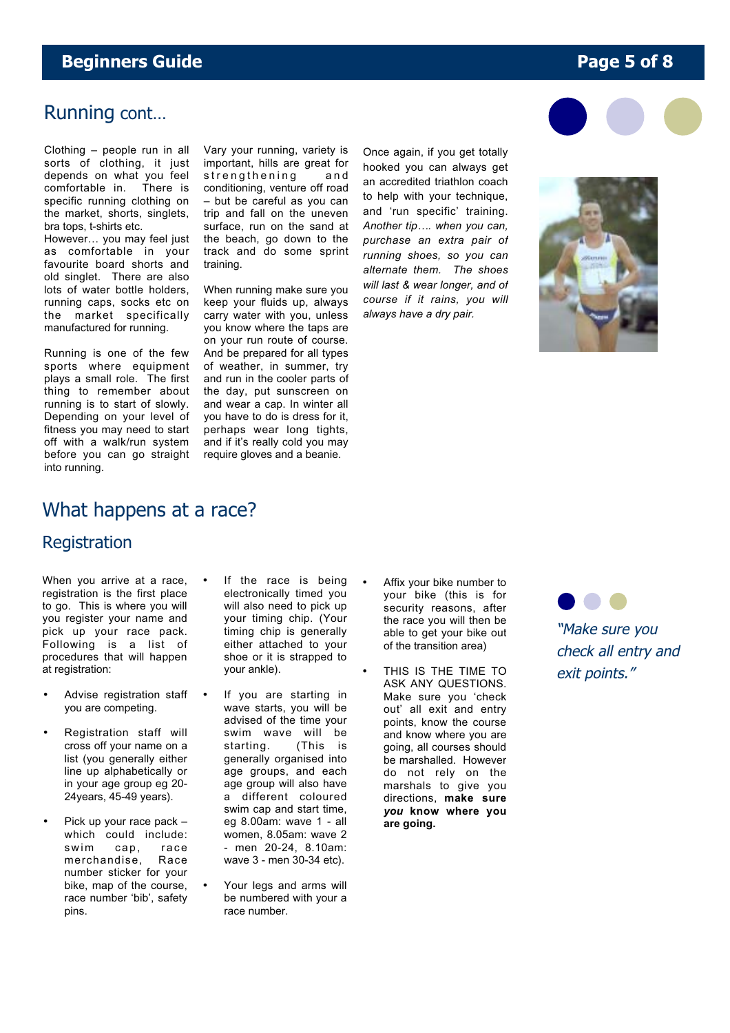## Running cont…

Clothing – people run in all sorts of clothing, it just depends on what you feel comfortable in. There is specific running clothing on the market, shorts, singlets, bra tops, t-shirts etc.
However… you may feel just as comfortable in your favourite board shorts and old singlet. There are also lots of water bottle holders, running caps, socks etc on the market specifically manufactured for running.

Running is one of the few sports where equipment plays a small role. The first thing to remember about running is to start of slowly. Depending on your level of fitness you may need to start off with a walk/run system before you can go straight into running.

Vary your running, variety is important, hills are great for strengthening and conditioning, venture off road – but be careful as you can trip and fall on the uneven surface, run on the sand at the beach, go down to the track and do some sprint training.

When running make sure you keep your fluids up, always carry water with you, unless you know where the taps are on your run route of course. And be prepared for all types of weather, in summer, try and run in the cooler parts of the day, put sunscreen on and wear a cap. In winter all you have to do is dress for it, perhaps wear long tights, and if it's really cold you may require gloves and a beanie.

Once again, if you get totally hooked you can always get an accredited triathlon coach to help with your technique, and 'run specific' training. *Another tip…. when you can, purchase an extra pair of running shoes, so you can alternate them. The shoes will last & wear longer, and of course if it rains, you will always have a dry pair.*

# What happens at a race?

## Registration

When you arrive at a race, registration is the first place to go. This is where you will you register your name and pick up your race pack. Following is a list of procedures that will happen at registration:

- Advise registration staff you are competing.
- Registration staff will cross off your name on a list (you generally either line up alphabetically or in your age group eg 20-24years, 45-49 years).
- Pick up your race pack – which could include: swim cap, race merchandise, Race number sticker for your bike, map of the course, race number 'bib', safety pins.
- If the race is being electronically timed you will also need to pick up your timing chip. (Your timing chip is generally either attached to your shoe or it is strapped to your ankle).
- If you are starting in wave starts, you will be advised of the time your swim wave will be starting. (This is generally organised into age groups, and each age group will also have a different coloured swim cap and start time, eg 8.00am: wave 1 - all women, 8.05am: wave 2 - men 20-24, 8.10am: wave 3 - men 30-34 etc).
- Your legs and arms will be numbered with your a race number.
- Affix your bike number to your bike (this is for security reasons, after the race you will then be able to get your bike out of the transition area)
- THIS IS THE TIME TO ASK ANY QUESTIONS. Make sure you 'check out' all exit and entry points, know the course and know where you are going, all courses should be marshalled. However do not rely on the marshals to give you directions, **make sure *you* know where you are going.**

*"Make sure you check all entry and exit points."*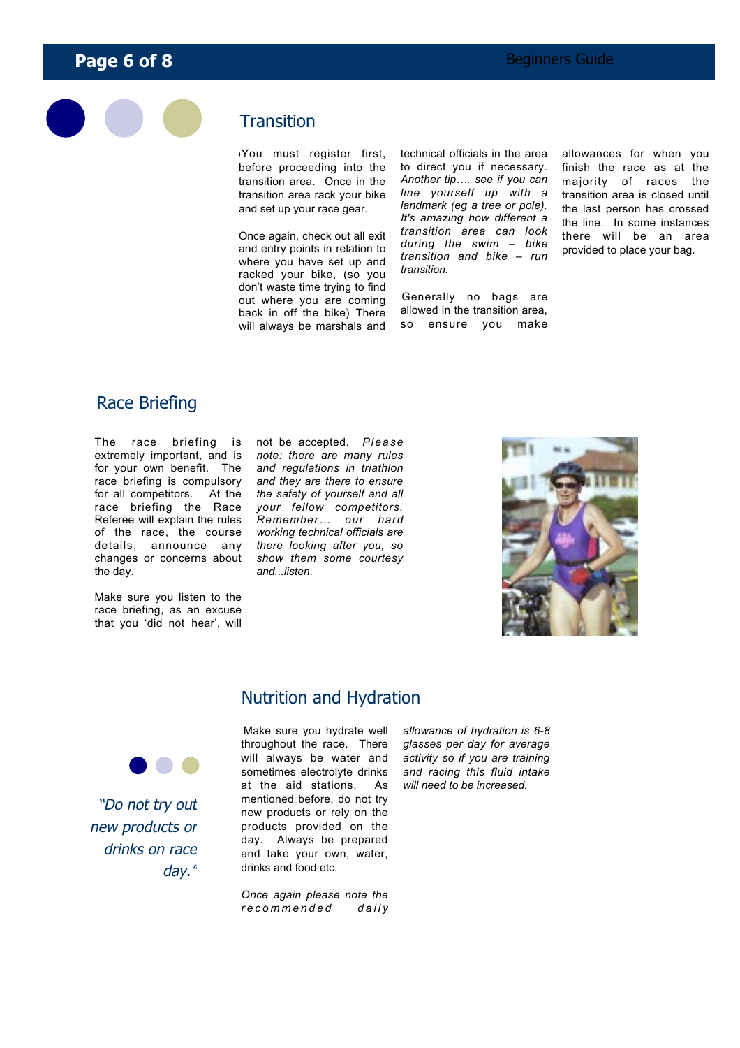## Transition

You must register first, before proceeding into the transition area. Once in the transition area rack your bike and set up your race gear.

Once again, check out all exit and entry points in relation to where you have set up and racked your bike, (so you don't waste time trying to find out where you are coming back in off the bike) There will always be marshals and technical officials in the area to direct you if necessary. *Another tip…. see if you can line yourself up with a landmark (eg a tree or pole). It's amazing how different a transition area can look during the swim – bike transition and bike – run transition.*

Generally no bags are allowed in the transition area, so ensure you make allowances for when you finish the race as at the majority of races the transition area is closed until the last person has crossed the line. In some instances there will be an area provided to place your bag.

## Race Briefing

The race briefing is extremely important, and is for your own benefit. The race briefing is compulsory for all competitors. At the race briefing the Race Referee will explain the rules of the race, the course details, announce any changes or concerns about the day.

Make sure you listen to the race briefing, as an excuse that you 'did not hear', will not be accepted. *Please note: there are many rules and regulations in triathlon and they are there to ensure the safety of yourself and all your fellow competitors. Remember… our hard working technical officials are there looking after you, so show them some courtesy and...listen.*

## Nutrition and Hydration

*"Do not try out new products or drinks on race day."*

Make sure you hydrate well throughout the race. There will always be water and sometimes electrolyte drinks at the aid stations. As mentioned before, do not try new products or rely on the products provided on the day. Always be prepared and take your own, water, drinks and food etc.

*Once again please note the recommended daily allowance of hydration is 6-8 glasses per day for average activity so if you are training and racing this fluid intake will need to be increased.*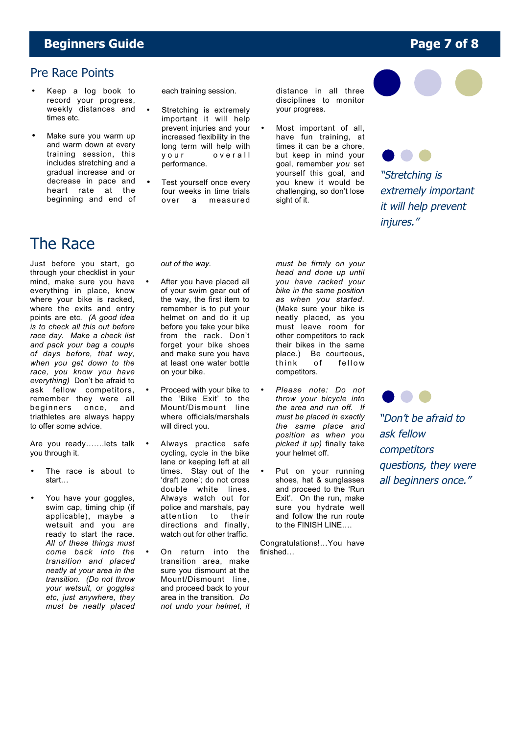## Pre Race Points

- Keep a log book to record your progress, weekly distances and times etc.
- Make sure you warm up and warm down at every training session, this includes stretching and a gradual increase and or decrease in pace and heart rate at the beginning and end of each training session.
- Stretching is extremely important it will help prevent injuries and your increased flexibility in the long term will help with your overall performance.
- Test yourself once every four weeks in time trials over a measured distance in all three disciplines to monitor your progress.
- Most important of all, have fun training, at times it can be a chore, but keep in mind your goal, remember *you* set yourself this goal, and you knew it would be challenging, so don't lose sight of it.

*"Stretching is extremely important it will help prevent injures."*

# The Race

Just before you start, go through your checklist in your mind, make sure you have everything in place, know where your bike is racked, where the exits and entry points are etc. *(A good idea is to check all this out before race day. Make a check list and pack your bag a couple of days before, that way, when you get down to the race, you know you have everything)* Don't be afraid to ask fellow competitors, remember they were all beginners once, and triathletes are always happy to offer some advice.

Are you ready…….lets talk you through it.

- The race is about to start…
- You have your goggles, swim cap, timing chip (if applicable), maybe a wetsuit and you are ready to start the race. *All of these things must come back into the transition and placed neatly at your area in the transition. (Do not throw your wetsuit, or goggles etc, just anywhere, they must be neatly placed out of the way.*
- After you have placed all of your swim gear out of the way, the first item to remember is to put your helmet on and do it up before you take your bike from the rack. Don't forget your bike shoes and make sure you have at least one water bottle on your bike.
- Proceed with your bike to the 'Bike Exit' to the Mount/Dismount line where officials/marshals will direct you.
- Always practice safe cycling, cycle in the bike lane or keeping left at all times. Stay out of the 'draft zone'; do not cross double white lines. Always watch out for police and marshals, pay attention to their directions and finally, watch out for other traffic.
- On return into the transition area, make sure you dismount at the Mount/Dismount line, and proceed back to your area in the transition. *Do not undo your helmet, it must be firmly on your head and done up until you have racked your bike in the same position as when you started.* (Make sure your bike is neatly placed, as you must leave room for other competitors to rack their bikes in the same place.) Be courteous, think of fellow competitors.
- *Please note: Do not throw your bicycle into the area and run off. If must be placed in exactly the same place and position as when you picked it up)* finally take your helmet off.
- Put on your running shoes, hat & sunglasses and proceed to the 'Run Exit'. On the run, make sure you hydrate well and follow the run route to the FINISH LINE….

Congratulations!…You have finished…

*"Don't be afraid to ask fellow competitors questions, they were all beginners once."*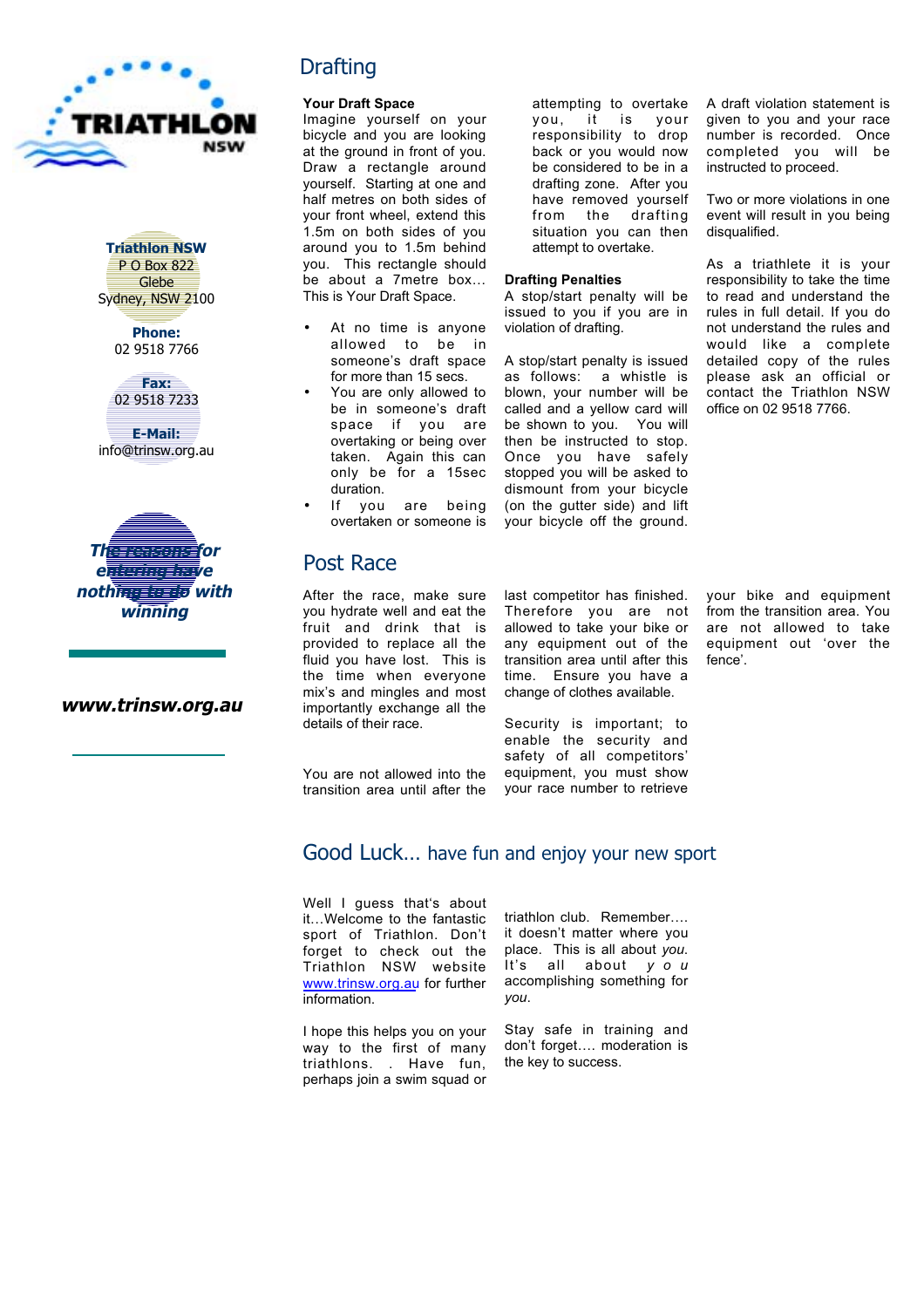**Triathlon NSW**
P O Box 822
Glebe
Sydney, NSW 2100

**Phone:**
02 9518 7766

**Fax:**
02 9518 7233

**E-Mail:**
info@trinsw.org.au

***The reasons for entering have nothing to do with winning***

***www.trinsw.org.au***

## Drafting

**Your Draft Space**
Imagine yourself on your bicycle and you are looking at the ground in front of you. Draw a rectangle around yourself. Starting at one and half metres on both sides of your front wheel, extend this 1.5m on both sides of you around you to 1.5m behind you. This rectangle should be about a 7metre box… This is Your Draft Space.

- At no time is anyone allowed to be in someone's draft space for more than 15 secs.
- You are only allowed to be in someone's draft space if you are overtaking or being over taken. Again this can only be for a 15sec duration.
- If you are being overtaken or someone is attempting to overtake you, it is your responsibility to drop back or you would now be considered to be in a drafting zone. After you have removed yourself from the drafting situation you can then attempt to overtake.

**Drafting Penalties**
A stop/start penalty will be issued to you if you are in violation of drafting.

A stop/start penalty is issued as follows: a whistle is blown, your number will be called and a yellow card will be shown to you. You will then be instructed to stop. Once you have safely stopped you will be asked to dismount from your bicycle (on the gutter side) and lift your bicycle off the ground.

A draft violation statement is given to you and your race number is recorded. Once completed you will be instructed to proceed.

Two or more violations in one event will result in you being disqualified.

As a triathlete it is your responsibility to take the time to read and understand the rules in full detail. If you do not understand the rules and would like a complete detailed copy of the rules please ask an official or contact the Triathlon NSW office on 02 9518 7766.

## Post Race

After the race, make sure you hydrate well and eat the fruit and drink that is provided to replace all the fluid you have lost. This is the time when everyone mix's and mingles and most importantly exchange all the details of their race.

You are not allowed into the transition area until after the last competitor has finished. Therefore you are not allowed to take your bike or any equipment out of the transition area until after this time. Ensure you have a change of clothes available.

Security is important; to enable the security and safety of all competitors' equipment, you must show your race number to retrieve your bike and equipment from the transition area. You are not allowed to take equipment out 'over the fence'.

## Good Luck… have fun and enjoy your new sport

Well I guess that's about it…Welcome to the fantastic sport of Triathlon. Don't forget to check out the Triathlon NSW website [www.trinsw.org.au](http://www.trinsw.org.au) for further information.

I hope this helps you on your way to the first of many triathlons. . Have fun, perhaps join a swim squad or triathlon club. Remember…. it doesn't matter where you place. This is all about *you*. It's all about *you* accomplishing something for *you*.

Stay safe in training and don't forget…. moderation is the key to success.